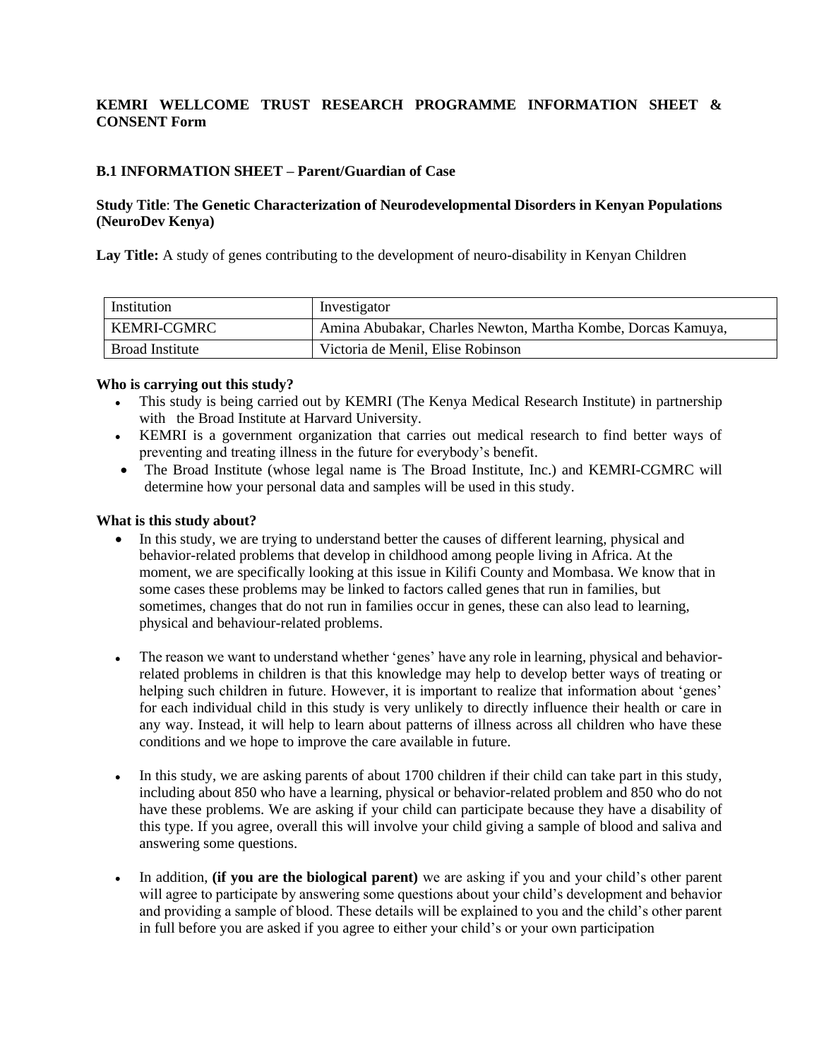**KEMRI WELLCOME TRUST RESEARCH PROGRAMME INFORMATION SHEET & CONSENT Form**

**B.1 INFORMATION SHEET – Parent/Guardian of Case**

**Study Title**: **The Genetic Characterization of Neurodevelopmental Disorders in Kenyan Populations (NeuroDev Kenya)**

**Lay Title:** A study of genes contributing to the development of neuro-disability in Kenyan Children

| Institution | Investigator |
|---|---|
| KEMRI-CGMRC | Amina Abubakar, Charles Newton, Martha Kombe, Dorcas Kamuya, |
| Broad Institute | Victoria de Menil, Elise Robinson |

**Who is carrying out this study?**

- This study is being carried out by KEMRI (The Kenya Medical Research Institute) in partnership with the Broad Institute at Harvard University.
- KEMRI is a government organization that carries out medical research to find better ways of preventing and treating illness in the future for everybody's benefit.
- The Broad Institute (whose legal name is The Broad Institute, Inc.) and KEMRI-CGMRC will determine how your personal data and samples will be used in this study.

**What is this study about?**

- In this study, we are trying to understand better the causes of different learning, physical and behavior-related problems that develop in childhood among people living in Africa. At the moment, we are specifically looking at this issue in Kilifi County and Mombasa. We know that in some cases these problems may be linked to factors called genes that run in families, but sometimes, changes that do not run in families occur in genes, these can also lead to learning, physical and behaviour-related problems.

- The reason we want to understand whether 'genes' have any role in learning, physical and behavior-related problems in children is that this knowledge may help to develop better ways of treating or helping such children in future. However, it is important to realize that information about 'genes' for each individual child in this study is very unlikely to directly influence their health or care in any way. Instead, it will help to learn about patterns of illness across all children who have these conditions and we hope to improve the care available in future.

- In this study, we are asking parents of about 1700 children if their child can take part in this study, including about 850 who have a learning, physical or behavior-related problem and 850 who do not have these problems. We are asking if your child can participate because they have a disability of this type. If you agree, overall this will involve your child giving a sample of blood and saliva and answering some questions.

- In addition, **(if you are the biological parent)** we are asking if you and your child's other parent will agree to participate by answering some questions about your child's development and behavior and providing a sample of blood. These details will be explained to you and the child's other parent in full before you are asked if you agree to either your child's or your own participation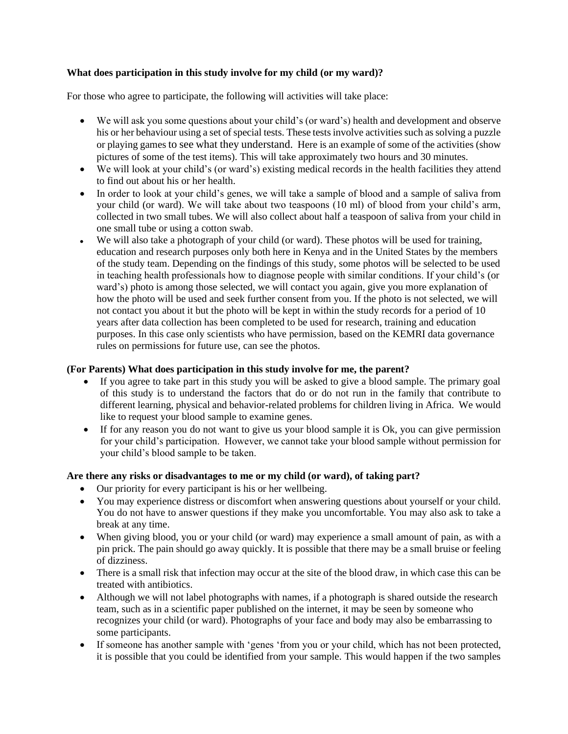**What does participation in this study involve for my child (or my ward)?**

For those who agree to participate, the following will activities will take place:

- We will ask you some questions about your child's (or ward's) health and development and observe his or her behaviour using a set of special tests. These tests involve activities such as solving a puzzle or playing games to see what they understand. Here is an example of some of the activities (show pictures of some of the test items). This will take approximately two hours and 30 minutes.
- We will look at your child's (or ward's) existing medical records in the health facilities they attend to find out about his or her health.
- In order to look at your child's genes, we will take a sample of blood and a sample of saliva from your child (or ward). We will take about two teaspoons (10 ml) of blood from your child's arm, collected in two small tubes. We will also collect about half a teaspoon of saliva from your child in one small tube or using a cotton swab.
- We will also take a photograph of your child (or ward). These photos will be used for training, education and research purposes only both here in Kenya and in the United States by the members of the study team. Depending on the findings of this study, some photos will be selected to be used in teaching health professionals how to diagnose people with similar conditions. If your child's (or ward's) photo is among those selected, we will contact you again, give you more explanation of how the photo will be used and seek further consent from you. If the photo is not selected, we will not contact you about it but the photo will be kept in within the study records for a period of 10 years after data collection has been completed to be used for research, training and education purposes. In this case only scientists who have permission, based on the KEMRI data governance rules on permissions for future use, can see the photos.

**(For Parents) What does participation in this study involve for me, the parent?**

- If you agree to take part in this study you will be asked to give a blood sample. The primary goal of this study is to understand the factors that do or do not run in the family that contribute to different learning, physical and behavior-related problems for children living in Africa. We would like to request your blood sample to examine genes.
- If for any reason you do not want to give us your blood sample it is Ok, you can give permission for your child's participation. However, we cannot take your blood sample without permission for your child's blood sample to be taken.

**Are there any risks or disadvantages to me or my child (or ward), of taking part?**

- Our priority for every participant is his or her wellbeing.
- You may experience distress or discomfort when answering questions about yourself or your child. You do not have to answer questions if they make you uncomfortable. You may also ask to take a break at any time.
- When giving blood, you or your child (or ward) may experience a small amount of pain, as with a pin prick. The pain should go away quickly. It is possible that there may be a small bruise or feeling of dizziness.
- There is a small risk that infection may occur at the site of the blood draw, in which case this can be treated with antibiotics.
- Although we will not label photographs with names, if a photograph is shared outside the research team, such as in a scientific paper published on the internet, it may be seen by someone who recognizes your child (or ward). Photographs of your face and body may also be embarrassing to some participants.
- If someone has another sample with 'genes 'from you or your child, which has not been protected, it is possible that you could be identified from your sample. This would happen if the two samples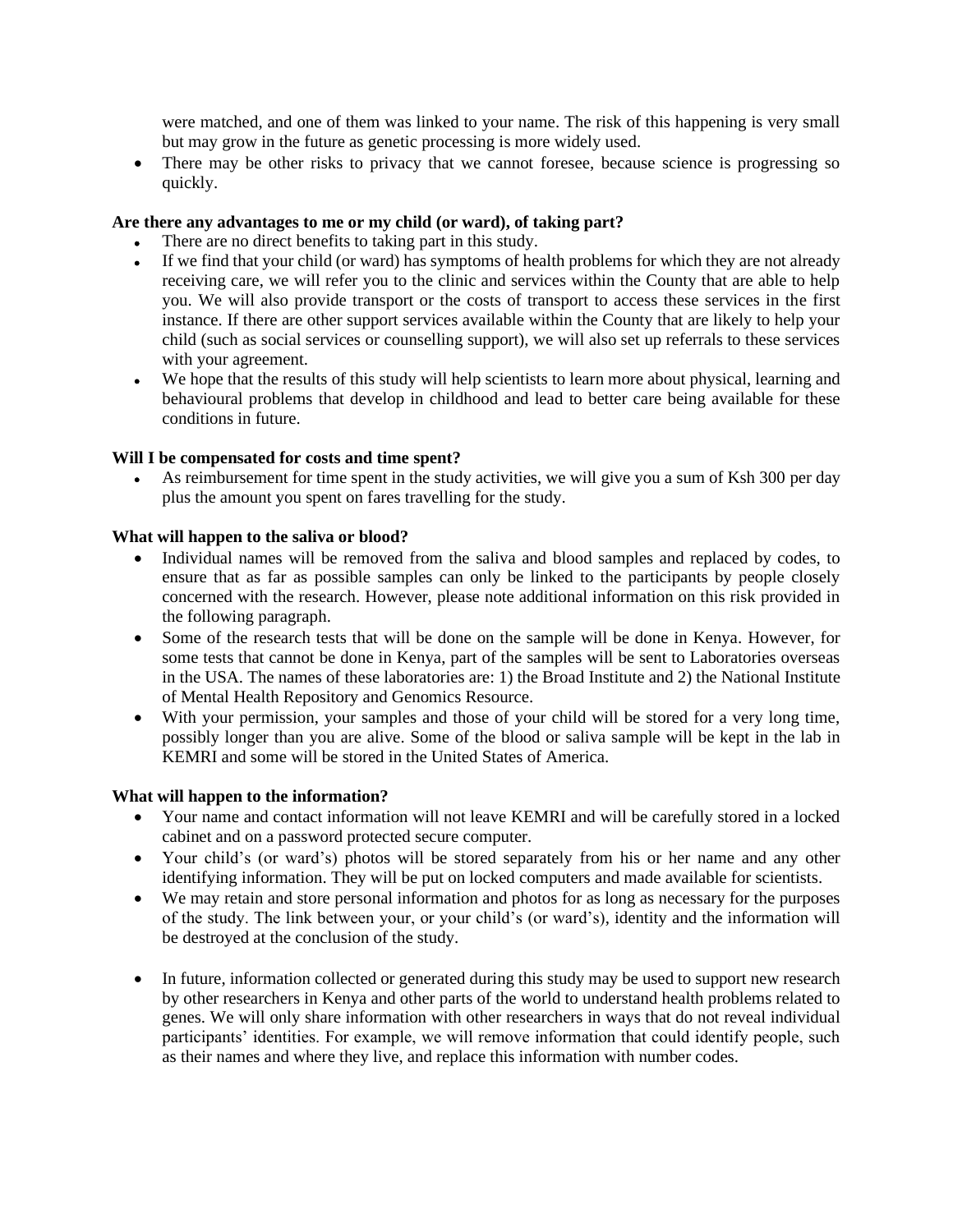were matched, and one of them was linked to your name. The risk of this happening is very small but may grow in the future as genetic processing is more widely used.

- There may be other risks to privacy that we cannot foresee, because science is progressing so quickly.

**Are there any advantages to me or my child (or ward), of taking part?**

- There are no direct benefits to taking part in this study.
- If we find that your child (or ward) has symptoms of health problems for which they are not already receiving care, we will refer you to the clinic and services within the County that are able to help you. We will also provide transport or the costs of transport to access these services in the first instance. If there are other support services available within the County that are likely to help your child (such as social services or counselling support), we will also set up referrals to these services with your agreement.
- We hope that the results of this study will help scientists to learn more about physical, learning and behavioural problems that develop in childhood and lead to better care being available for these conditions in future.

**Will I be compensated for costs and time spent?**

- As reimbursement for time spent in the study activities, we will give you a sum of Ksh 300 per day plus the amount you spent on fares travelling for the study.

**What will happen to the saliva or blood?**

- Individual names will be removed from the saliva and blood samples and replaced by codes, to ensure that as far as possible samples can only be linked to the participants by people closely concerned with the research. However, please note additional information on this risk provided in the following paragraph.
- Some of the research tests that will be done on the sample will be done in Kenya. However, for some tests that cannot be done in Kenya, part of the samples will be sent to Laboratories overseas in the USA. The names of these laboratories are: 1) the Broad Institute and 2) the National Institute of Mental Health Repository and Genomics Resource.
- With your permission, your samples and those of your child will be stored for a very long time, possibly longer than you are alive. Some of the blood or saliva sample will be kept in the lab in KEMRI and some will be stored in the United States of America.

**What will happen to the information?**

- Your name and contact information will not leave KEMRI and will be carefully stored in a locked cabinet and on a password protected secure computer.
- Your child's (or ward's) photos will be stored separately from his or her name and any other identifying information. They will be put on locked computers and made available for scientists.
- We may retain and store personal information and photos for as long as necessary for the purposes of the study. The link between your, or your child's (or ward's), identity and the information will be destroyed at the conclusion of the study.

- In future, information collected or generated during this study may be used to support new research by other researchers in Kenya and other parts of the world to understand health problems related to genes. We will only share information with other researchers in ways that do not reveal individual participants' identities. For example, we will remove information that could identify people, such as their names and where they live, and replace this information with number codes.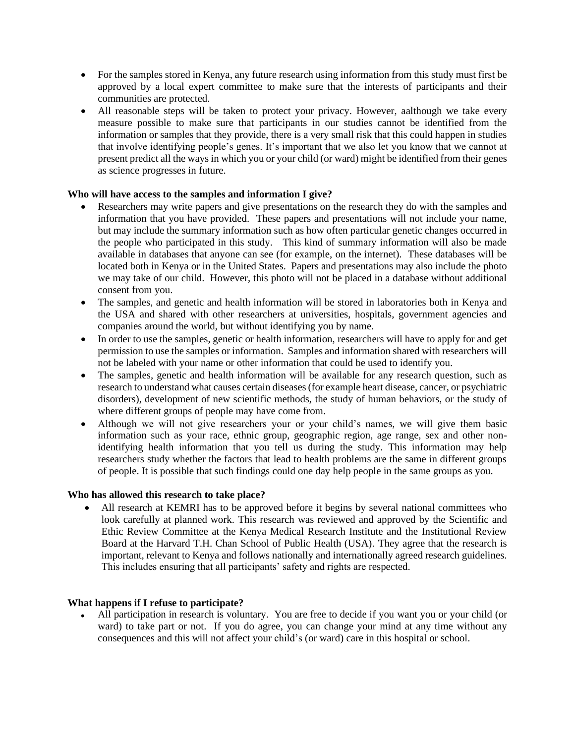- For the samples stored in Kenya, any future research using information from this study must first be approved by a local expert committee to make sure that the interests of participants and their communities are protected.
- All reasonable steps will be taken to protect your privacy. However, aalthough we take every measure possible to make sure that participants in our studies cannot be identified from the information or samples that they provide, there is a very small risk that this could happen in studies that involve identifying people's genes. It's important that we also let you know that we cannot at present predict all the ways in which you or your child (or ward) might be identified from their genes as science progresses in future.

**Who will have access to the samples and information I give?**

- Researchers may write papers and give presentations on the research they do with the samples and information that you have provided. These papers and presentations will not include your name, but may include the summary information such as how often particular genetic changes occurred in the people who participated in this study. This kind of summary information will also be made available in databases that anyone can see (for example, on the internet). These databases will be located both in Kenya or in the United States. Papers and presentations may also include the photo we may take of our child. However, this photo will not be placed in a database without additional consent from you.
- The samples, and genetic and health information will be stored in laboratories both in Kenya and the USA and shared with other researchers at universities, hospitals, government agencies and companies around the world, but without identifying you by name.
- In order to use the samples, genetic or health information, researchers will have to apply for and get permission to use the samples or information. Samples and information shared with researchers will not be labeled with your name or other information that could be used to identify you.
- The samples, genetic and health information will be available for any research question, such as research to understand what causes certain diseases (for example heart disease, cancer, or psychiatric disorders), development of new scientific methods, the study of human behaviors, or the study of where different groups of people may have come from.
- Although we will not give researchers your or your child's names, we will give them basic information such as your race, ethnic group, geographic region, age range, sex and other non-identifying health information that you tell us during the study. This information may help researchers study whether the factors that lead to health problems are the same in different groups of people. It is possible that such findings could one day help people in the same groups as you.

**Who has allowed this research to take place?**

- All research at KEMRI has to be approved before it begins by several national committees who look carefully at planned work. This research was reviewed and approved by the Scientific and Ethic Review Committee at the Kenya Medical Research Institute and the Institutional Review Board at the Harvard T.H. Chan School of Public Health (USA). They agree that the research is important, relevant to Kenya and follows nationally and internationally agreed research guidelines. This includes ensuring that all participants' safety and rights are respected.

**What happens if I refuse to participate?**

- All participation in research is voluntary. You are free to decide if you want you or your child (or ward) to take part or not. If you do agree, you can change your mind at any time without any consequences and this will not affect your child's (or ward) care in this hospital or school.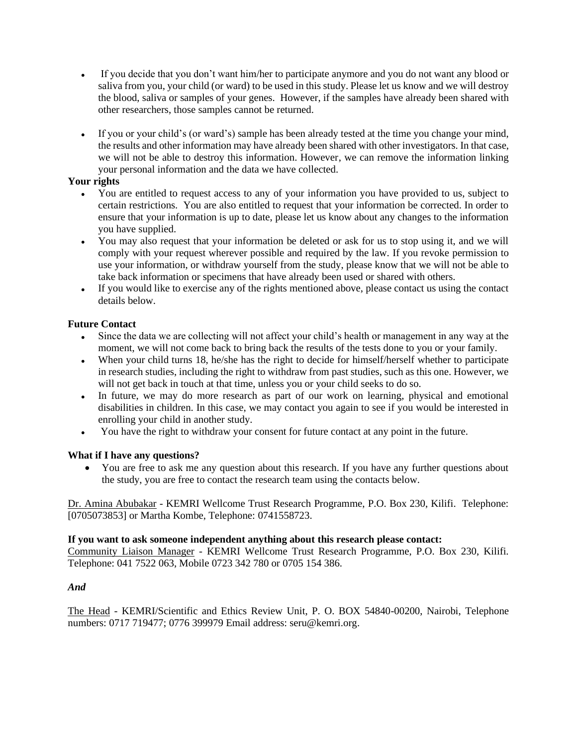- If you decide that you don't want him/her to participate anymore and you do not want any blood or saliva from you, your child (or ward) to be used in this study. Please let us know and we will destroy the blood, saliva or samples of your genes. However, if the samples have already been shared with other researchers, those samples cannot be returned.

- If you or your child's (or ward's) sample has been already tested at the time you change your mind, the results and other information may have already been shared with other investigators. In that case, we will not be able to destroy this information. However, we can remove the information linking your personal information and the data we have collected.

**Your rights**

- You are entitled to request access to any of your information you have provided to us, subject to certain restrictions. You are also entitled to request that your information be corrected. In order to ensure that your information is up to date, please let us know about any changes to the information you have supplied.
- You may also request that your information be deleted or ask for us to stop using it, and we will comply with your request wherever possible and required by the law. If you revoke permission to use your information, or withdraw yourself from the study, please know that we will not be able to take back information or specimens that have already been used or shared with others.
- If you would like to exercise any of the rights mentioned above, please contact us using the contact details below.

**Future Contact**

- Since the data we are collecting will not affect your child's health or management in any way at the moment, we will not come back to bring back the results of the tests done to you or your family.
- When your child turns 18, he/she has the right to decide for himself/herself whether to participate in research studies, including the right to withdraw from past studies, such as this one. However, we will not get back in touch at that time, unless you or your child seeks to do so.
- In future, we may do more research as part of our work on learning, physical and emotional disabilities in children. In this case, we may contact you again to see if you would be interested in enrolling your child in another study.
- You have the right to withdraw your consent for future contact at any point in the future.

**What if I have any questions?**

- You are free to ask me any question about this research. If you have any further questions about the study, you are free to contact the research team using the contacts below.

Dr. Amina Abubakar - KEMRI Wellcome Trust Research Programme, P.O. Box 230, Kilifi. Telephone: [0705073853] or Martha Kombe, Telephone: 0741558723.

**If you want to ask someone independent anything about this research please contact:**
Community Liaison Manager - KEMRI Wellcome Trust Research Programme, P.O. Box 230, Kilifi. Telephone: 041 7522 063, Mobile 0723 342 780 or 0705 154 386.

***And***

The Head - KEMRI/Scientific and Ethics Review Unit, P. O. BOX 54840-00200, Nairobi, Telephone numbers: 0717 719477; 0776 399979 Email address: seru@kemri.org.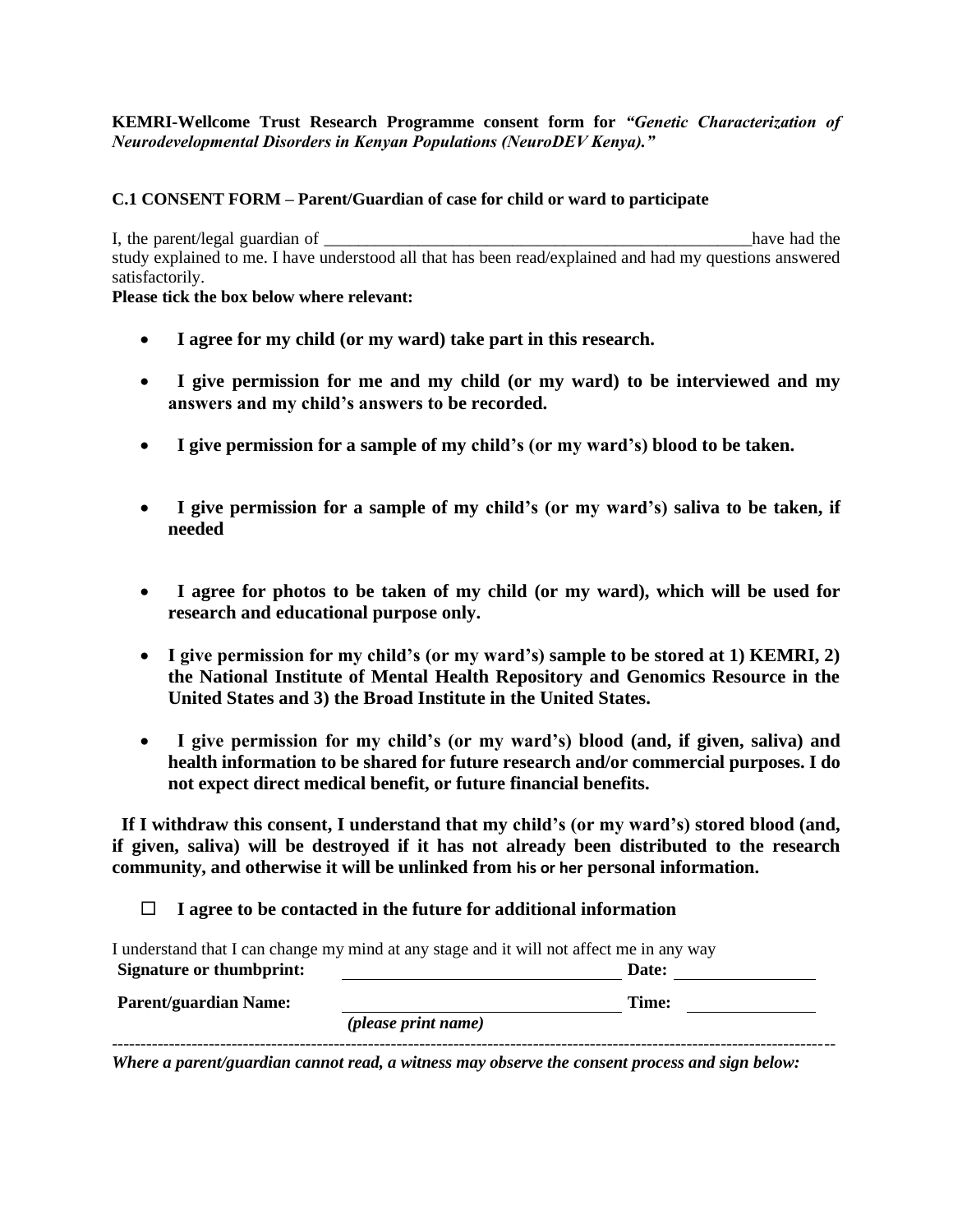**KEMRI-Wellcome Trust Research Programme consent form for *"Genetic Characterization of Neurodevelopmental Disorders in Kenyan Populations (NeuroDEV Kenya)."***

**C.1 CONSENT FORM – Parent/Guardian of case for child or ward to participate**

I, the parent/legal guardian of _____________________________________________________have had the study explained to me. I have understood all that has been read/explained and had my questions answered satisfactorily.

**Please tick the box below where relevant:**

- **I agree for my child (or my ward) take part in this research.**
- **I give permission for me and my child (or my ward) to be interviewed and my answers and my child's answers to be recorded.**
- **I give permission for a sample of my child's (or my ward's) blood to be taken.**
- **I give permission for a sample of my child's (or my ward's) saliva to be taken, if needed**
- **I agree for photos to be taken of my child (or my ward), which will be used for research and educational purpose only.**
- **I give permission for my child's (or my ward's) sample to be stored at 1) KEMRI, 2) the National Institute of Mental Health Repository and Genomics Resource in the United States and 3) the Broad Institute in the United States.**
- **I give permission for my child's (or my ward's) blood (and, if given, saliva) and health information to be shared for future research and/or commercial purposes. I do not expect direct medical benefit, or future financial benefits.**

**If I withdraw this consent, I understand that my child's (or my ward's) stored blood (and, if given, saliva) will be destroyed if it has not already been distributed to the research community, and otherwise it will be unlinked from his or her personal information.**

☐ **I agree to be contacted in the future for additional information**

I understand that I can change my mind at any stage and it will not affect me in any way

**Signature or thumbprint:** ______________________________ **Date:** ________________

**Parent/guardian Name:** ______________________________ **Time:** ________________
*(please print name)*

---

***Where a parent/guardian cannot read, a witness may observe the consent process and sign below:***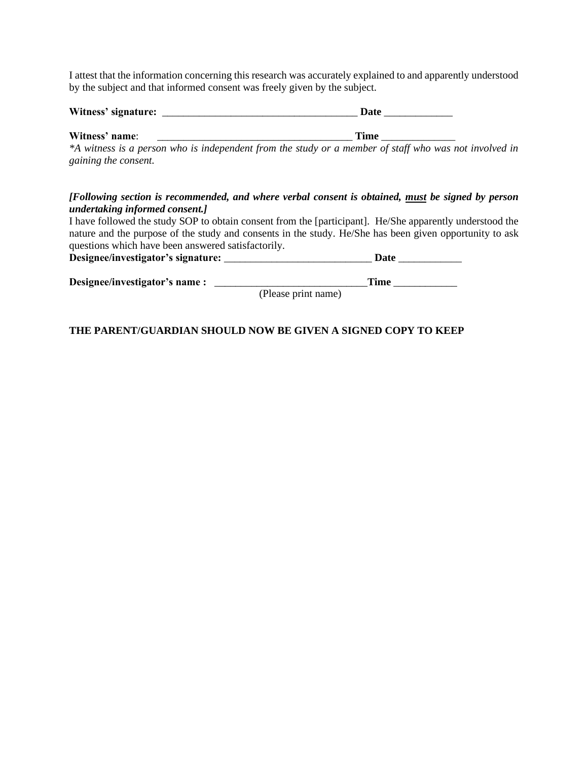I attest that the information concerning this research was accurately explained to and apparently understood by the subject and that informed consent was freely given by the subject.

**Witness' signature:** _____________________________________ **Date** _____________

**Witness' name**: _____________________________________ **Time** ______________

*\*A witness is a person who is independent from the study or a member of staff who was not involved in gaining the consent.*

***[Following section is recommended, and where verbal consent is obtained, must be signed by person undertaking informed consent.]***

I have followed the study SOP to obtain consent from the [participant]. He/She apparently understood the nature and the purpose of the study and consents in the study. He/She has been given opportunity to ask questions which have been answered satisfactorily.

**Designee/investigator's signature:** ____________________________ **Date** ____________

**Designee/investigator's name :** _____________________________ **Time** ____________

(Please print name)

**THE PARENT/GUARDIAN SHOULD NOW BE GIVEN A SIGNED COPY TO KEEP**